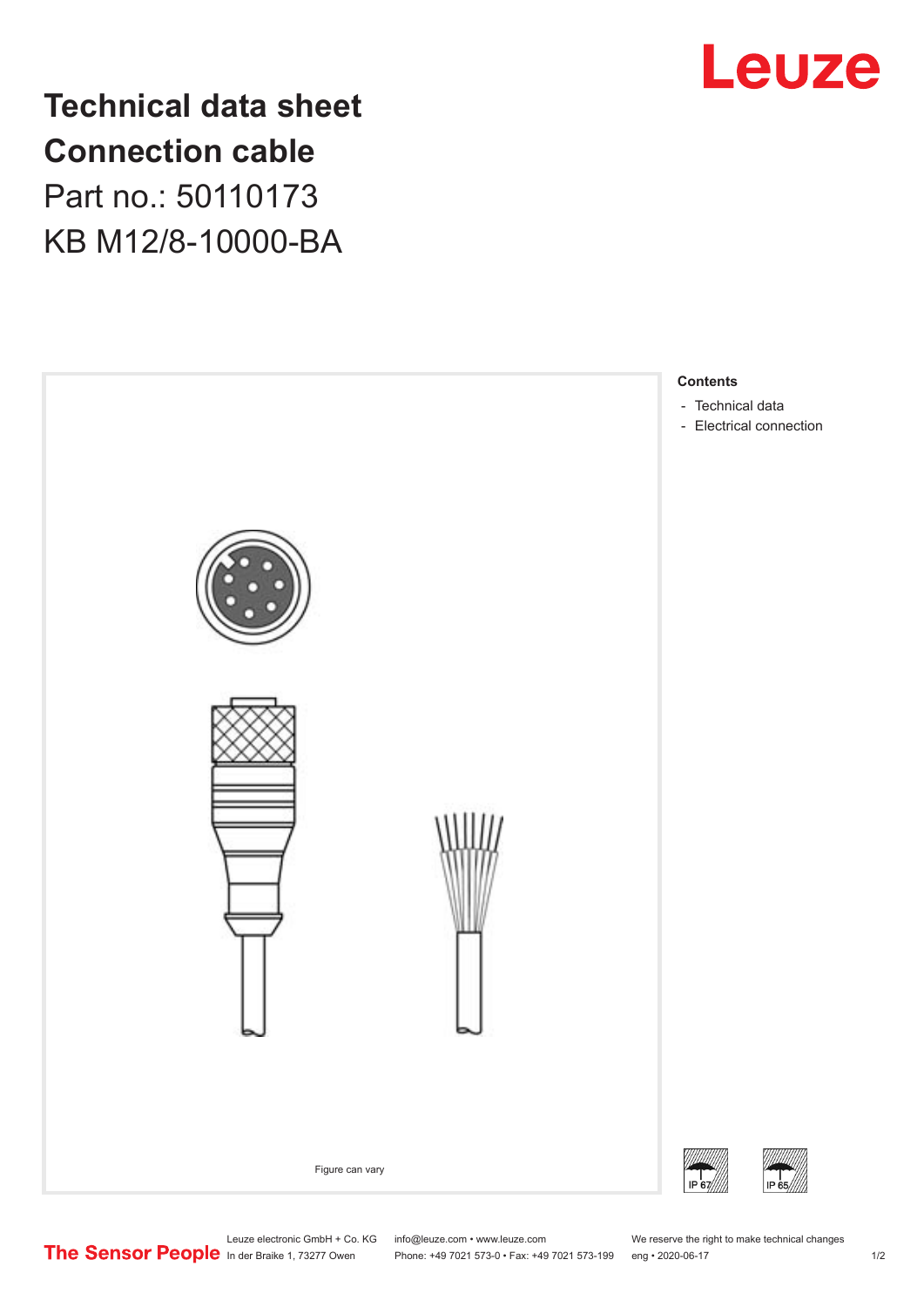# Technical data sheet
# Connection cable

Part no.: 50110173

KB M12/8-10000-BA

Figure can vary

**Contents**

- Technical data
- Electrical connection

IP 67

IP 65

Leuze electronic GmbH + Co. KG
In der Braike 1, 73277 Owen

info@leuze.com • www.leuze.com
Phone: +49 7021 573-0 • Fax: +49 7021 573-199

We reserve the right to make technical changes
eng • 2020-06-17

The Sensor People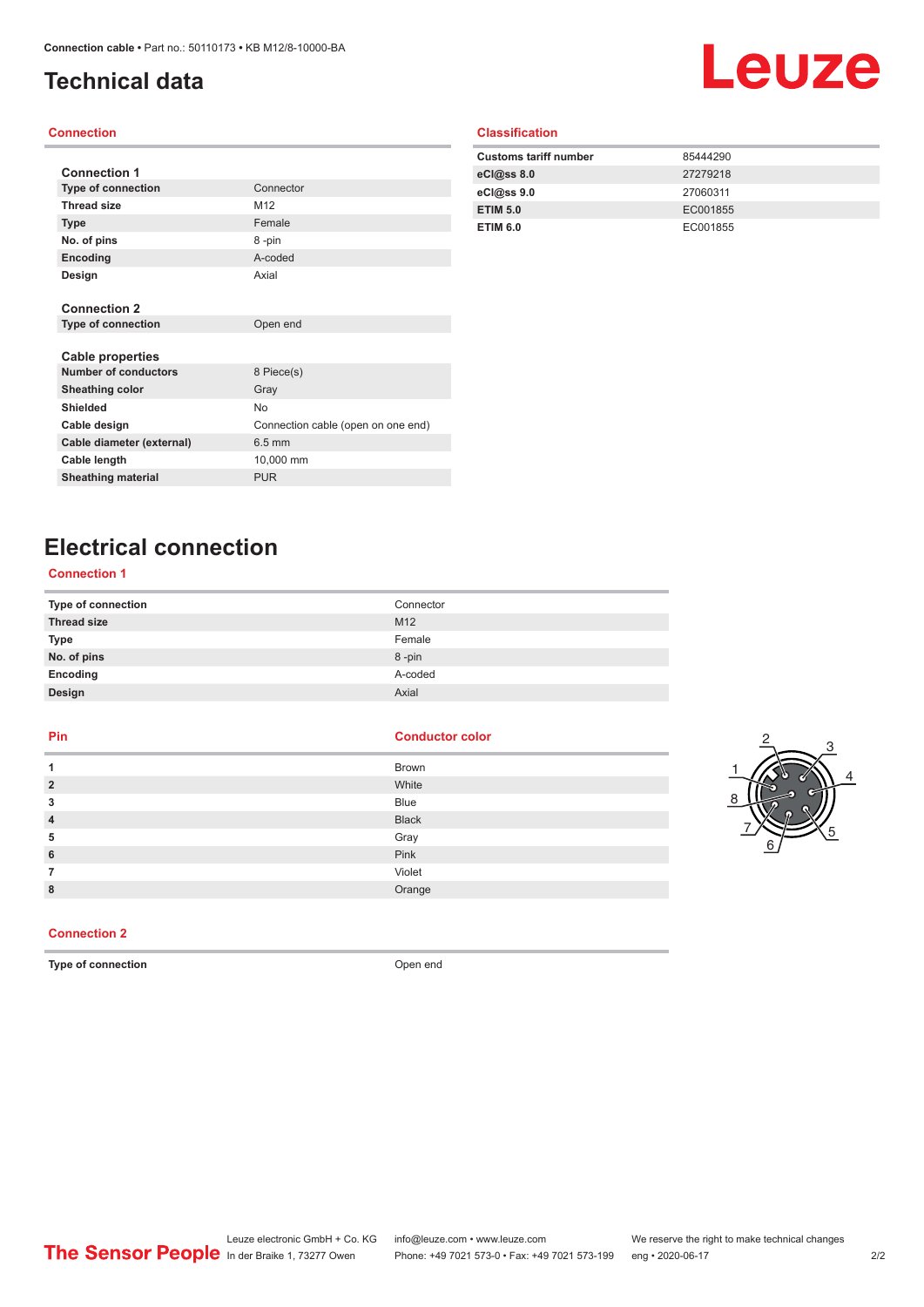# Technical data

## Connection

| | |
|---|---|
| **Connection 1** | |
| **Type of connection** | Connector |
| **Thread size** | M12 |
| **Type** | Female |
| **No. of pins** | 8 -pin |
| **Encoding** | A-coded |
| **Design** | Axial |

| | |
|---|---|
| **Connection 2** | |
| **Type of connection** | Open end |

| | |
|---|---|
| **Cable properties** | |
| **Number of conductors** | 8 Piece(s) |
| **Sheathing color** | Gray |
| **Shielded** | No |
| **Cable design** | Connection cable (open on one end) |
| **Cable diameter (external)** | 6.5 mm |
| **Cable length** | 10,000 mm |
| **Sheathing material** | PUR |

## Classification

| | |
|---|---|
| **Customs tariff number** | 85444290 |
| **eCl@ss 8.0** | 27279218 |
| **eCl@ss 9.0** | 27060311 |
| **ETIM 5.0** | EC001855 |
| **ETIM 6.0** | EC001855 |

# Electrical connection

## Connection 1

| | |
|---|---|
| **Type of connection** | Connector |
| **Thread size** | M12 |
| **Type** | Female |
| **No. of pins** | 8 -pin |
| **Encoding** | A-coded |
| **Design** | Axial |

| Pin | Conductor color |
|---|---|
| 1 | Brown |
| 2 | White |
| 3 | Blue |
| 4 | Black |
| 5 | Gray |
| 6 | Pink |
| 7 | Violet |
| 8 | Orange |

## Connection 2

| | |
|---|---|
| **Type of connection** | Open end |

The Sensor People

Leuze electronic GmbH + Co. KG
In der Braike 1, 73277 Owen

info@leuze.com • www.leuze.com
Phone: +49 7021 573-0 • Fax: +49 7021 573-199

We reserve the right to make technical changes
eng • 2020-06-17